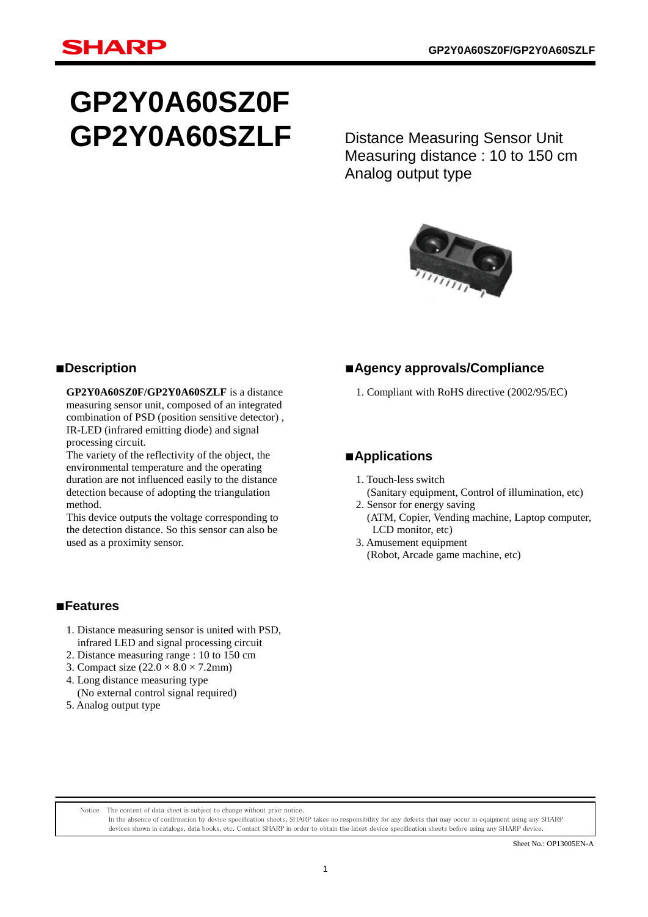# GP2Y0A60SZ0F
# GP2Y0A60SZLF

Distance Measuring Sensor Unit
Measuring distance : 10 to 150 cm
Analog output type

## ■Description

**GP2Y0A60SZ0F/GP2Y0A60SZLF** is a distance measuring sensor unit, composed of an integrated combination of PSD (position sensitive detector) , IR-LED (infrared emitting diode) and signal processing circuit.
The variety of the reflectivity of the object, the environmental temperature and the operating duration are not influenced easily to the distance detection because of adopting the triangulation method.
This device outputs the voltage corresponding to the detection distance. So this sensor can also be used as a proximity sensor.

## ■Features

1. Distance measuring sensor is united with PSD, infrared LED and signal processing circuit
2. Distance measuring range : 10 to 150 cm
3. Compact size (22.0 × 8.0 × 7.2mm)
4. Long distance measuring type
   (No external control signal required)
5. Analog output type

## ■Agency approvals/Compliance

1. Compliant with RoHS directive (2002/95/EC)

## ■Applications

1. Touch-less switch
   (Sanitary equipment, Control of illumination, etc)
2. Sensor for energy saving
   (ATM, Copier, Vending machine, Laptop computer, LCD monitor, etc)
3. Amusement equipment
   (Robot, Arcade game machine, etc)

Notice The content of data sheet is subject to change without prior notice.
In the absence of confirmation by device specification sheets, SHARP takes no responsibility for any defects that may occur in equipment using any SHARP devices shown in catalogs, data books, etc. Contact SHARP in order to obtain the latest device specification sheets before using any SHARP device.

Sheet No.: OP13005EN-A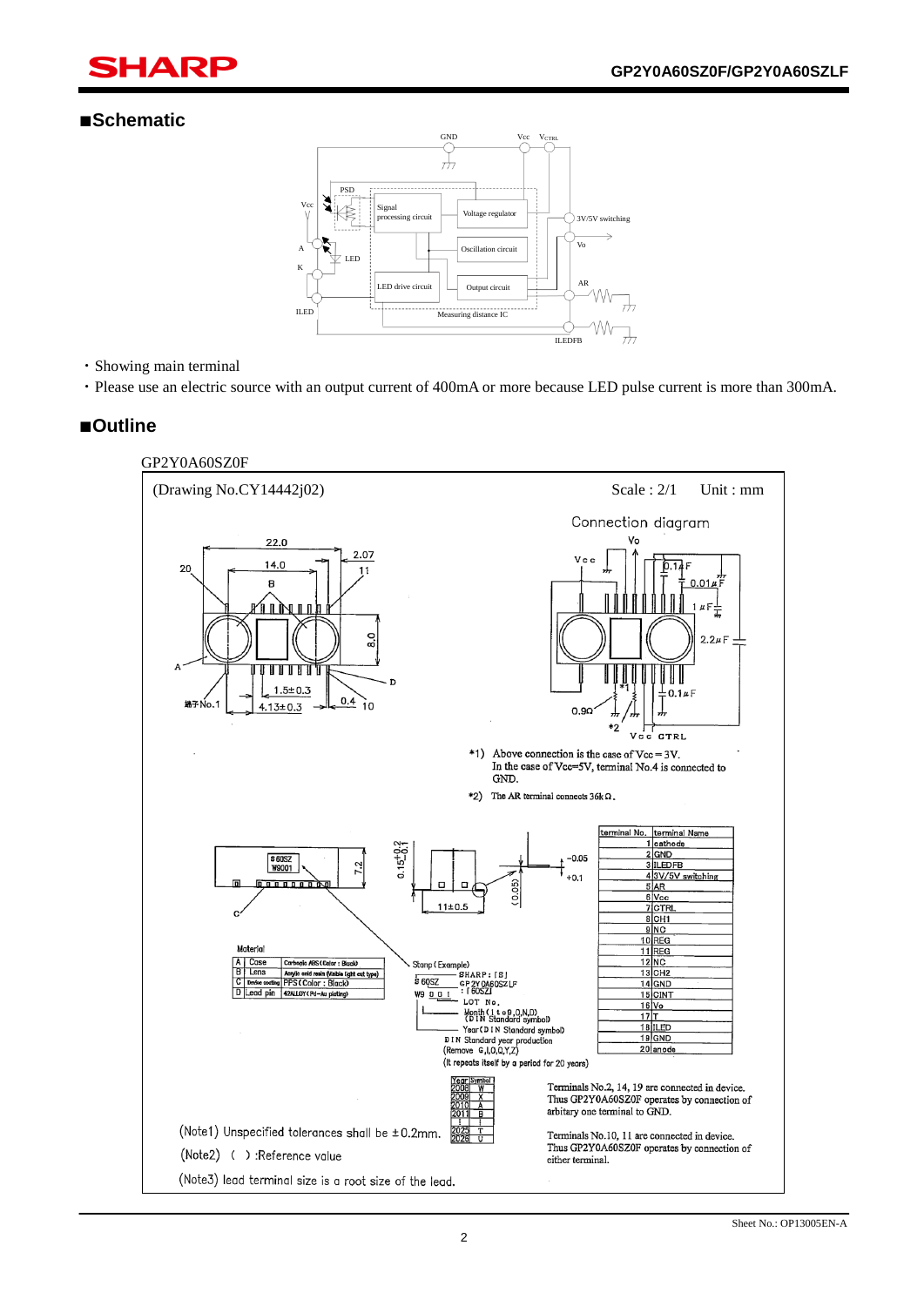## ■Schematic

- Showing main terminal
- Please use an electric source with an output current of 400mA or more because LED pulse current is more than 300mA.

## ■Outline

GP2Y0A60SZ0F

(Drawing No.CY14442j02) Scale : 2/1 Unit : mm

Connection diagram

*1) Above connection is the case of Vcc＝3V. In the case of Vcc=5V, terminal No.4 is connected to GND.

*2) The AR terminal connects 36kΩ.

| terminal No. | terminal Name |
|---|---|
| 1 | cathode |
| 2 | GND |
| 3 | ILEDFB |
| 4 | 3V/5V switching |
| 5 | AR |
| 6 | Vcc |
| 7 | CTRL |
| 8 | CH1 |
| 9 | NC |
| 10 | REG |
| 11 | REG |
| 12 | NC |
| 13 | CH2 |
| 14 | GND |
| 15 | CINT |
| 16 | Vo |
| 17 | T |
| 18 | ILED |
| 19 | GND |
| 20 | anode |

Material

| | | |
|---|---|---|
| A | Case | Carbonic ABS (Color : Black) |
| B | Lens | Acrylic acid resin (Visible light cut type) |
| C | Device coating | PPS (Color : Black) |
| D | Lead pin | 42ALLOY (Pd-Au plating) |

Stamp (Example)

SHARP : [S]
GP2Y0A60SZLF : [60SZ]
LOT No.
Month (1 to 9, O, N, D) (DIN Standard symbol)
Year (DIN Standard symbol)
DIN Standard year production (Remove G, I, O, Q, Y, Z)
(It repeats itself by a period for 20 years)

| Year | Symbol |
|---|---|
| 2008 | W |
| 2009 | X |
| 2010 | A |
| 2011 | B |
| ⋮ | ⋮ |
| 2025 | T |
| 2026 | U |

Terminals No.2, 14, 19 are connected in device. Thus GP2Y0A60SZ0F operates by connection of arbitrary one terminal to GND.

Terminals No.10, 11 are connected in device. Thus GP2Y0A60SZ0F operates by connection of either terminal.

(Note1) Unspecified tolerances shall be ±0.2mm.

(Note2) ( ) :Reference value

(Note3) lead terminal size is a root size of the lead.

Sheet No.: OP13005EN-A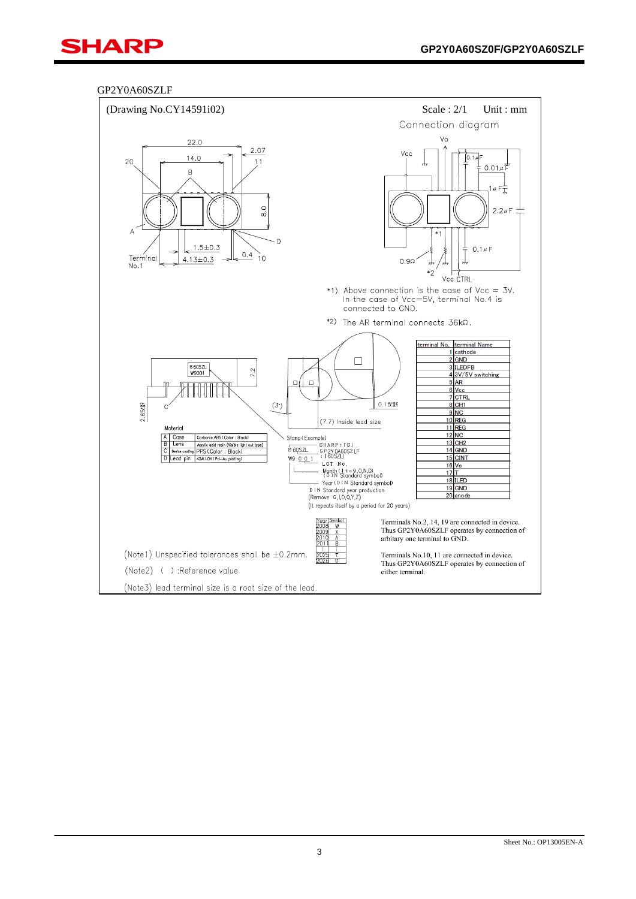GP2Y0A60SZLF

(Drawing No.CY14591i02)

Scale : 2/1 Unit : mm

Connection diagram

*1) Above connection is the case of Vcc = 3V. In the case of Vcc=5V, terminal No.4 is connected to GND.

*2) The AR terminal connects 36kΩ.

| terminal No. | terminal Name |
|---|---|
| 1 | cathode |
| 2 | GND |
| 3 | ILEDFB |
| 4 | 3V/5V switching |
| 5 | AR |
| 6 | Vcc |
| 7 | CTRL |
| 8 | CH1 |
| 9 | NC |
| 10 | REG |
| 11 | REG |
| 12 | NC |
| 13 | CH2 |
| 14 | GND |
| 15 | CINT |
| 16 | Vo |
| 17 | T |
| 18 | ILED |
| 19 | GND |
| 20 | anode |

Material

| | | |
|---|---|---|
| A | Case | Carbonic ABS (Color : Black) |
| B | Lens | Acrylic acid resin (Visible light cut type) |
| C | Device coating | PPS (Color : Black) |
| D | Lead pin | 42ALLOY (Pd-Au plating) |

Stamp (Example)

SHARP : [S]
GP2Y0A60SZLF : [60SZL]
LOT No.
Month (1 to 9, O, N, D) (DIN Standard symbol)
Year (DIN Standard symbol)
DIN Standard year production (Remove G, I, O, Q, Y, Z)
(It repeats itself by a period for 20 years)

| Year | Symbol |
|---|---|
| 2008 | W |
| 2009 | X |
| 2010 | A |
| 2011 | B |
| ⋮ | ⋮ |
| 2025 | T |
| 2026 | U |

Terminals No.2, 14, 19 are connected in device. Thus GP2Y0A60SZLF operates by connection of arbitary one terminal to GND.

Terminals No.10, 11 are connected in device. Thus GP2Y0A60SZLF operates by connection of either terminal.

(Note1) Unspecified tolerances shall be ±0.2mm.

(Note2) ( ) :Reference value

(Note3) lead terminal size is a root size of the lead.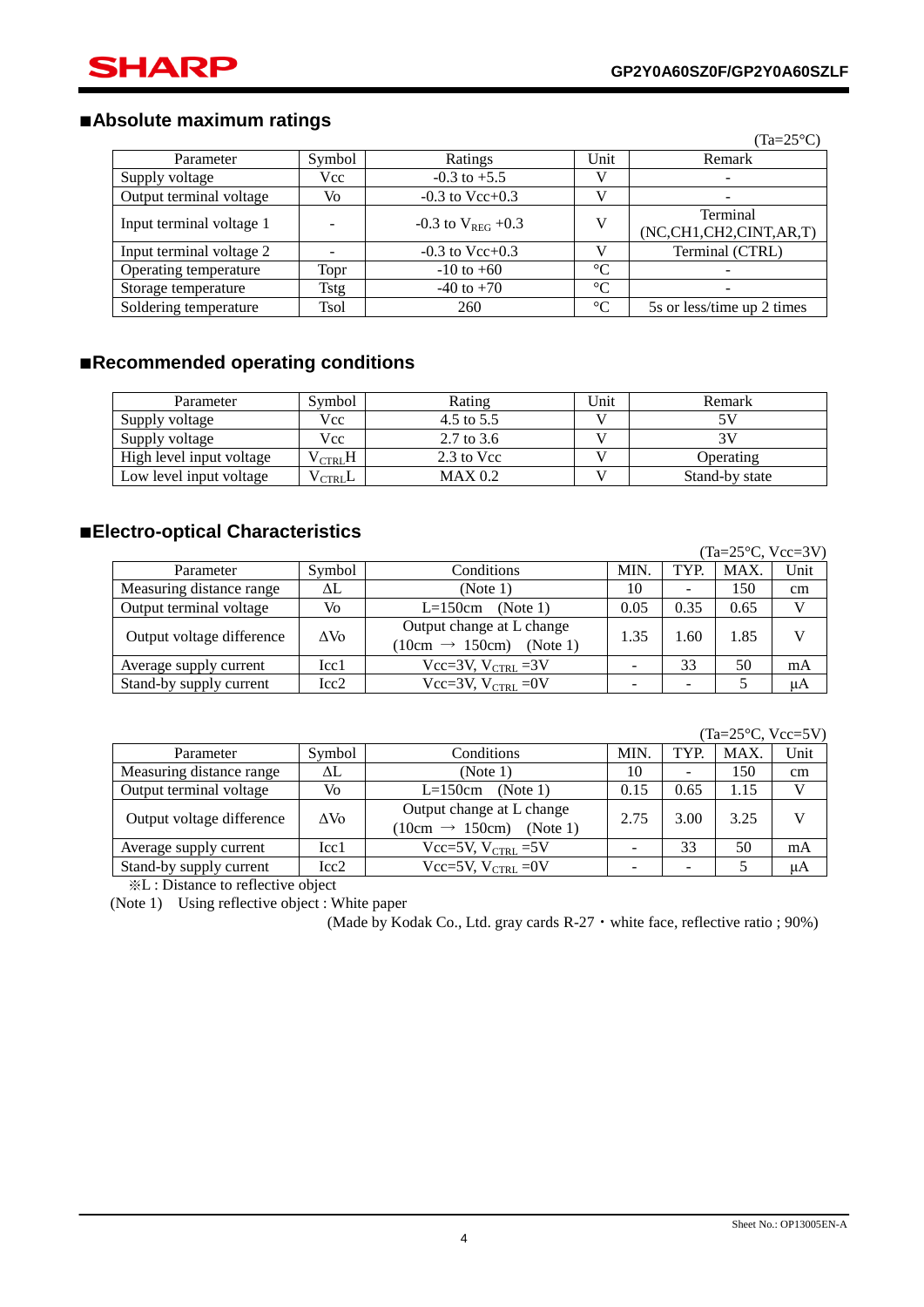## ■Absolute maximum ratings

(Ta=25°C)

| Parameter | Symbol | Ratings | Unit | Remark |
|---|---|---|---|---|
| Supply voltage | Vcc | -0.3 to +5.5 | V | - |
| Output terminal voltage | Vo | -0.3 to Vcc+0.3 | V | - |
| Input terminal voltage 1 | - | -0.3 to $V_{REG}$ +0.3 | V | Terminal (NC,CH1,CH2,CINT,AR,T) |
| Input terminal voltage 2 | - | -0.3 to Vcc+0.3 | V | Terminal (CTRL) |
| Operating temperature | Topr | -10 to +60 | °C | - |
| Storage temperature | Tstg | -40 to +70 | °C | - |
| Soldering temperature | Tsol | 260 | °C | 5s or less/time up 2 times |

## ■Recommended operating conditions

| Parameter | Symbol | Rating | Unit | Remark |
|---|---|---|---|---|
| Supply voltage | Vcc | 4.5 to 5.5 | V | 5V |
| Supply voltage | Vcc | 2.7 to 3.6 | V | 3V |
| High level input voltage | $V_{CTRL}$H | 2.3 to Vcc | V | Operating |
| Low level input voltage | $V_{CTRL}$L | MAX 0.2 | V | Stand-by state |

## ■Electro-optical Characteristics

(Ta=25°C, Vcc=3V)

| Parameter | Symbol | Conditions | MIN. | TYP. | MAX. | Unit |
|---|---|---|---|---|---|---|
| Measuring distance range | ΔL | (Note 1) | 10 | - | 150 | cm |
| Output terminal voltage | Vo | L=150cm (Note 1) | 0.05 | 0.35 | 0.65 | V |
| Output voltage difference | ΔVo | Output change at L change (10cm → 150cm) (Note 1) | 1.35 | 1.60 | 1.85 | V |
| Average supply current | Icc1 | Vcc=3V, $V_{CTRL}$ =3V | - | 33 | 50 | mA |
| Stand-by supply current | Icc2 | Vcc=3V, $V_{CTRL}$ =0V | - | - | 5 | μA |

(Ta=25°C, Vcc=5V)

| Parameter | Symbol | Conditions | MIN. | TYP. | MAX. | Unit |
|---|---|---|---|---|---|---|
| Measuring distance range | ΔL | (Note 1) | 10 | - | 150 | cm |
| Output terminal voltage | Vo | L=150cm (Note 1) | 0.15 | 0.65 | 1.15 | V |
| Output voltage difference | ΔVo | Output change at L change (10cm → 150cm) (Note 1) | 2.75 | 3.00 | 3.25 | V |
| Average supply current | Icc1 | Vcc=5V, $V_{CTRL}$ =5V | - | 33 | 50 | mA |
| Stand-by supply current | Icc2 | Vcc=5V, $V_{CTRL}$ =0V | - | - | 5 | μA |

※L : Distance to reflective object

(Note 1) Using reflective object : White paper

(Made by Kodak Co., Ltd. gray cards R-27・white face, reflective ratio ; 90%)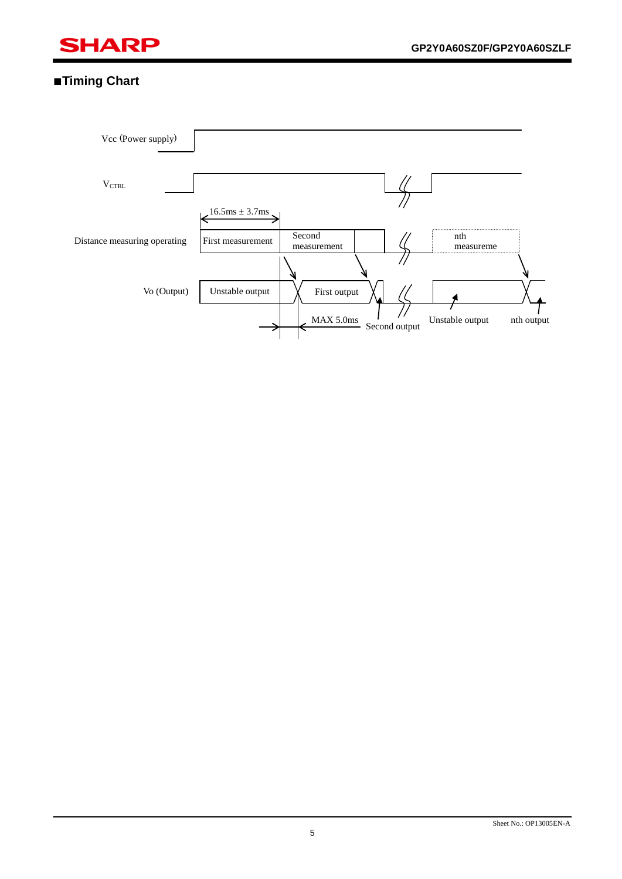## ■Timing Chart

Vcc (Power supply)

$V_{CTRL}$

16.5ms ± 3.7ms

Distance measuring operating

First measurement

Second measurement

nth measureme

Vo (Output)

Unstable output

First output

MAX 5.0ms

Second output

Unstable output

nth output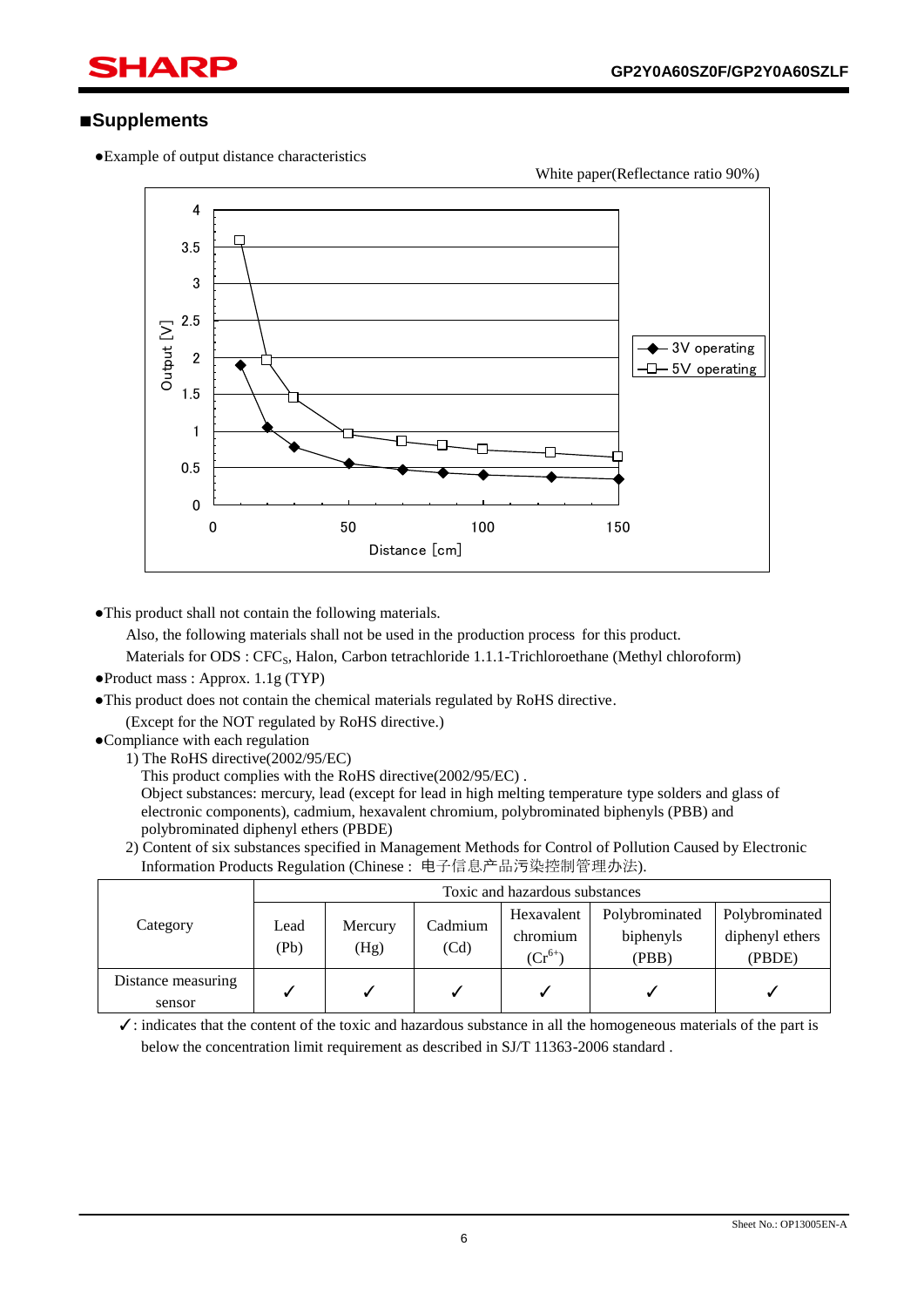## ■Supplements

●Example of output distance characteristics

White paper(Reflectance ratio 90%)

Output [V] vs Distance [cm] (legend: 3V operating, 5V operating)

●This product shall not contain the following materials.

Also, the following materials shall not be used in the production process for this product.

Materials for ODS : $CFC_S$, Halon, Carbon tetrachloride 1.1.1-Trichloroethane (Methyl chloroform)

●Product mass : Approx. 1.1g (TYP)

●This product does not contain the chemical materials regulated by RoHS directive.

(Except for the NOT regulated by RoHS directive.)

●Compliance with each regulation

1) The RoHS directive(2002/95/EC)

This product complies with the RoHS directive(2002/95/EC) .

Object substances: mercury, lead (except for lead in high melting temperature type solders and glass of electronic components), cadmium, hexavalent chromium, polybrominated biphenyls (PBB) and polybrominated diphenyl ethers (PBDE)

2) Content of six substances specified in Management Methods for Control of Pollution Caused by Electronic Information Products Regulation (Chinese : 电子信息产品污染控制管理办法).

| Category | Toxic and hazardous substances | | | | | |
|---|---|---|---|---|---|---|
| | Lead (Pb) | Mercury (Hg) | Cadmium (Cd) | Hexavalent chromium ($Cr^{6+}$) | Polybrominated biphenyls (PBB) | Polybrominated diphenyl ethers (PBDE) |
| Distance measuring sensor | ✓ | ✓ | ✓ | ✓ | ✓ | ✓ |

✓: indicates that the content of the toxic and hazardous substance in all the homogeneous materials of the part is below the concentration limit requirement as described in SJ/T 11363-2006 standard .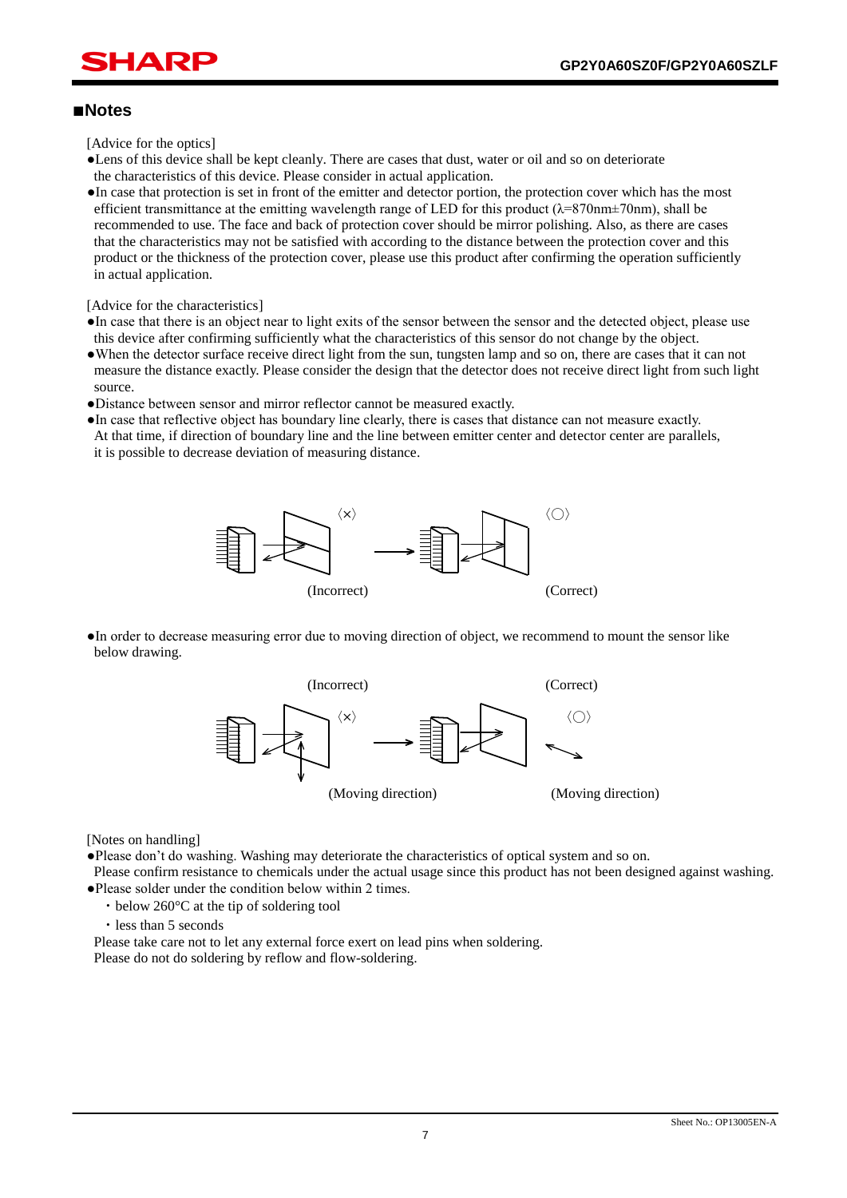## ■Notes

[Advice for the optics]

- ●Lens of this device shall be kept cleanly. There are cases that dust, water or oil and so on deteriorate the characteristics of this device. Please consider in actual application.
- ●In case that protection is set in front of the emitter and detector portion, the protection cover which has the most efficient transmittance at the emitting wavelength range of LED for this product (λ=870nm±70nm), shall be recommended to use. The face and back of protection cover should be mirror polishing. Also, as there are cases that the characteristics may not be satisfied with according to the distance between the protection cover and this product or the thickness of the protection cover, please use this product after confirming the operation sufficiently in actual application.

[Advice for the characteristics]

- ●In case that there is an object near to light exits of the sensor between the sensor and the detected object, please use this device after confirming sufficiently what the characteristics of this sensor do not change by the object.
- ●When the detector surface receive direct light from the sun, tungsten lamp and so on, there are cases that it can not measure the distance exactly. Please consider the design that the detector does not receive direct light from such light source.
- ●Distance between sensor and mirror reflector cannot be measured exactly.
- ●In case that reflective object has boundary line clearly, there is cases that distance can not measure exactly. At that time, if direction of boundary line and the line between emitter center and detector center are parallels, it is possible to decrease deviation of measuring distance.

〈×〉 (Incorrect) → 〈○〉 (Correct)

- ●In order to decrease measuring error due to moving direction of object, we recommend to mount the sensor like below drawing.

(Incorrect) 〈×〉 (Moving direction) → (Correct) 〈○〉 (Moving direction)

[Notes on handling]

- ●Please don't do washing. Washing may deteriorate the characteristics of optical system and so on. Please confirm resistance to chemicals under the actual usage since this product has not been designed against washing.
- ●Please solder under the condition below within 2 times.
  - ・below 260°C at the tip of soldering tool
  - ・less than 5 seconds

  Please take care not to let any external force exert on lead pins when soldering.
  Please do not do soldering by reflow and flow-soldering.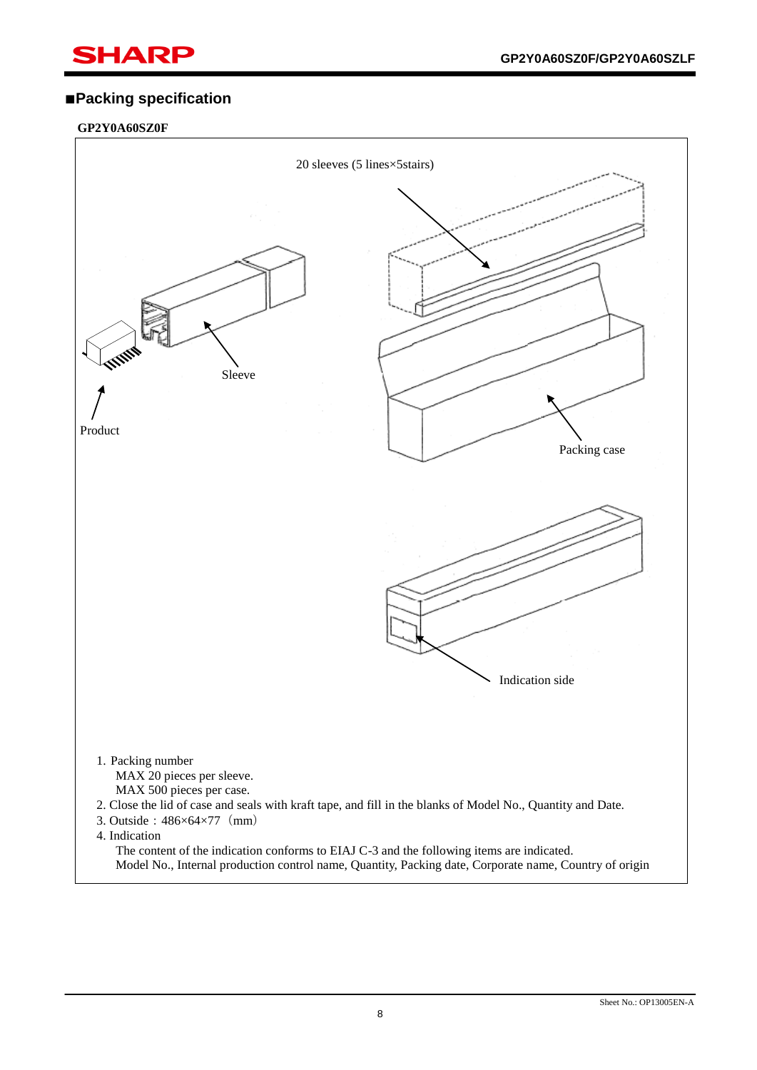## ■Packing specification

**GP2Y0A60SZ0F**

20 sleeves (5 lines×5stairs)

Sleeve

Product

Packing case

Indication side

1. Packing number
   MAX 20 pieces per sleeve.
   MAX 500 pieces per case.
2. Close the lid of case and seals with kraft tape, and fill in the blanks of Model No., Quantity and Date.
3. Outside : 486×64×77（mm）
4. Indication
   The content of the indication conforms to EIAJ C-3 and the following items are indicated.
   Model No., Internal production control name, Quantity, Packing date, Corporate name, Country of origin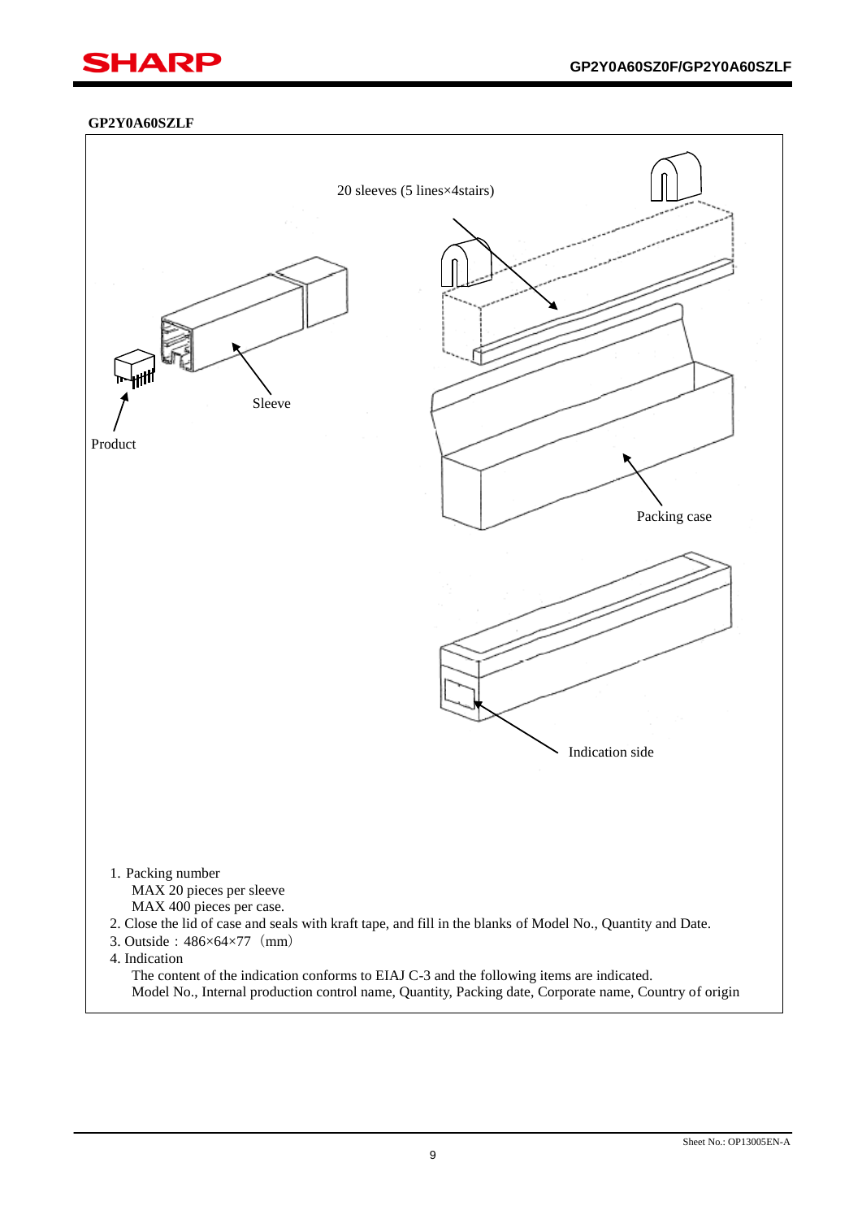**GP2Y0A60SZLF**

20 sleeves (5 lines×4stairs)

Sleeve

Product

Packing case

Indication side

1. Packing number
   MAX 20 pieces per sleeve
   MAX 400 pieces per case.
2. Close the lid of case and seals with kraft tape, and fill in the blanks of Model No., Quantity and Date.
3. Outside：486×64×77（mm）
4. Indication
   The content of the indication conforms to EIAJ C-3 and the following items are indicated.
   Model No., Internal production control name, Quantity, Packing date, Corporate name, Country of origin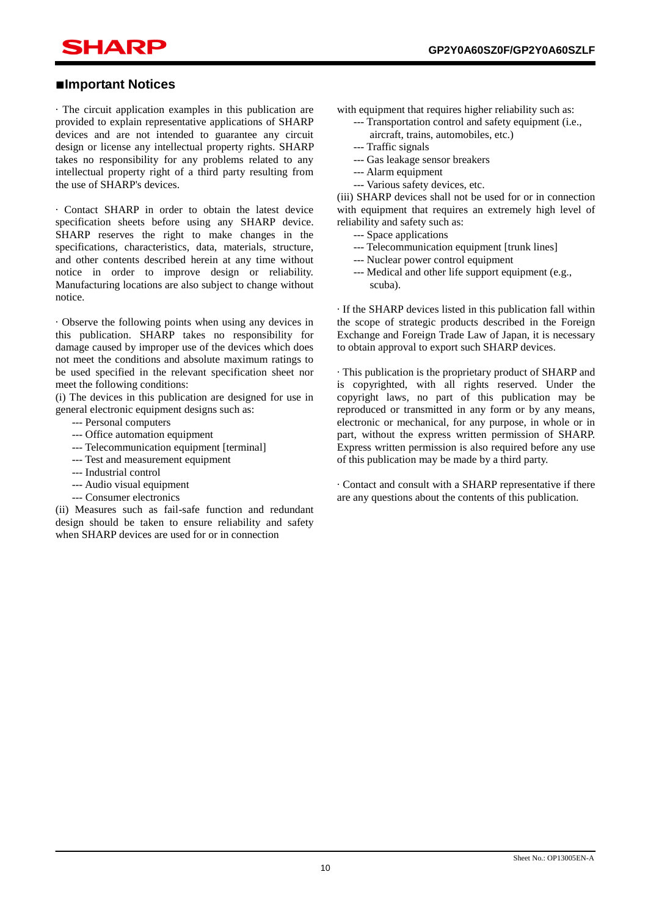## ■Important Notices

· The circuit application examples in this publication are provided to explain representative applications of SHARP devices and are not intended to guarantee any circuit design or license any intellectual property rights. SHARP takes no responsibility for any problems related to any intellectual property right of a third party resulting from the use of SHARP's devices.

· Contact SHARP in order to obtain the latest device specification sheets before using any SHARP device. SHARP reserves the right to make changes in the specifications, characteristics, data, materials, structure, and other contents described herein at any time without notice in order to improve design or reliability. Manufacturing locations are also subject to change without notice.

· Observe the following points when using any devices in this publication. SHARP takes no responsibility for damage caused by improper use of the devices which does not meet the conditions and absolute maximum ratings to be used specified in the relevant specification sheet nor meet the following conditions:

(i) The devices in this publication are designed for use in general electronic equipment designs such as:

--- Personal computers
--- Office automation equipment
--- Telecommunication equipment [terminal]
--- Test and measurement equipment
--- Industrial control
--- Audio visual equipment
--- Consumer electronics

(ii) Measures such as fail-safe function and redundant design should be taken to ensure reliability and safety when SHARP devices are used for or in connection with equipment that requires higher reliability such as:

--- Transportation control and safety equipment (i.e., aircraft, trains, automobiles, etc.)
--- Traffic signals
--- Gas leakage sensor breakers
--- Alarm equipment
--- Various safety devices, etc.

(iii) SHARP devices shall not be used for or in connection with equipment that requires an extremely high level of reliability and safety such as:

--- Space applications
--- Telecommunication equipment [trunk lines]
--- Nuclear power control equipment
--- Medical and other life support equipment (e.g., scuba).

· If the SHARP devices listed in this publication fall within the scope of strategic products described in the Foreign Exchange and Foreign Trade Law of Japan, it is necessary to obtain approval to export such SHARP devices.

· This publication is the proprietary product of SHARP and is copyrighted, with all rights reserved. Under the copyright laws, no part of this publication may be reproduced or transmitted in any form or by any means, electronic or mechanical, for any purpose, in whole or in part, without the express written permission of SHARP. Express written permission is also required before any use of this publication may be made by a third party.

· Contact and consult with a SHARP representative if there are any questions about the contents of this publication.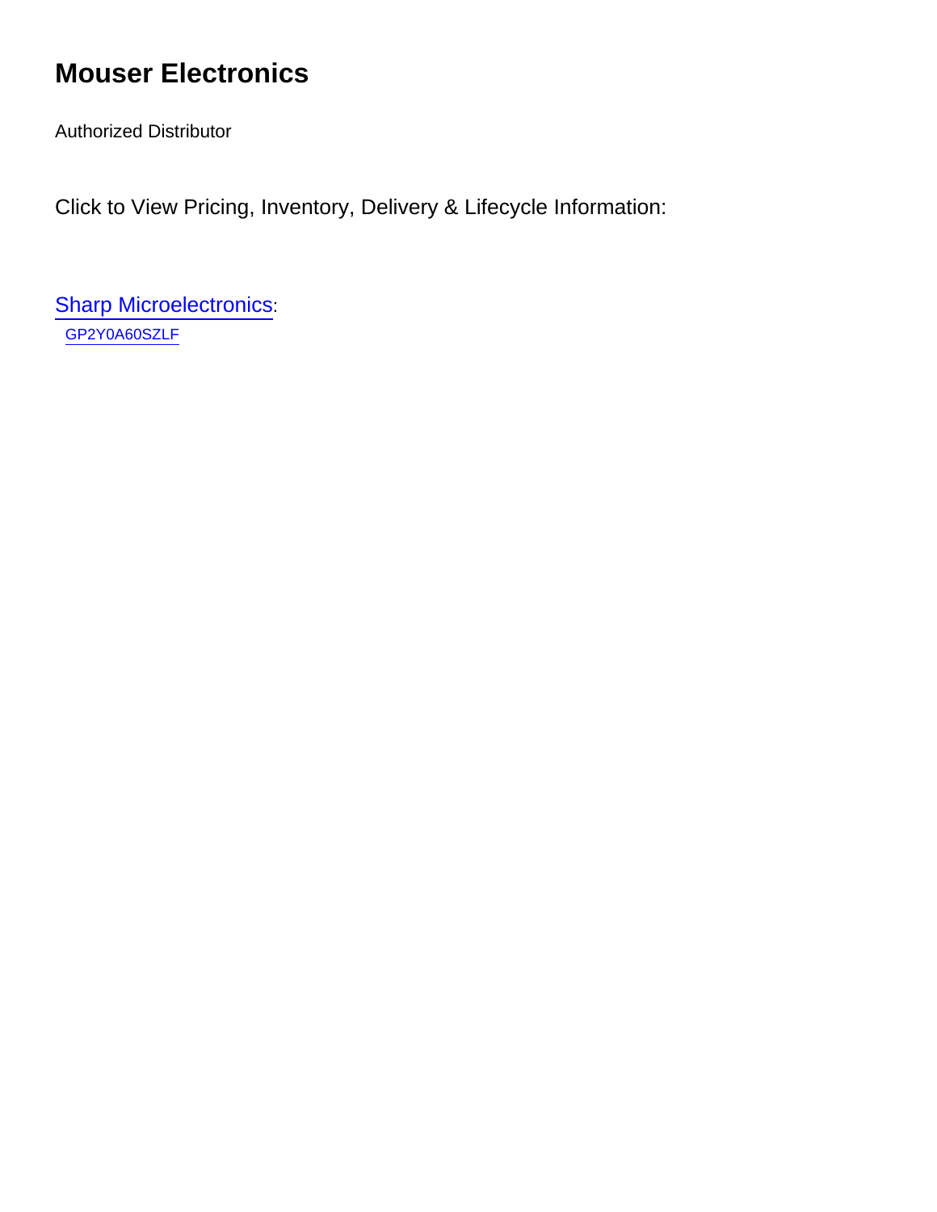# Mouser Electronics

Authorized Distributor

Click to View Pricing, Inventory, Delivery & Lifecycle Information:

Sharp Microelectronics:

GP2Y0A60SZLF